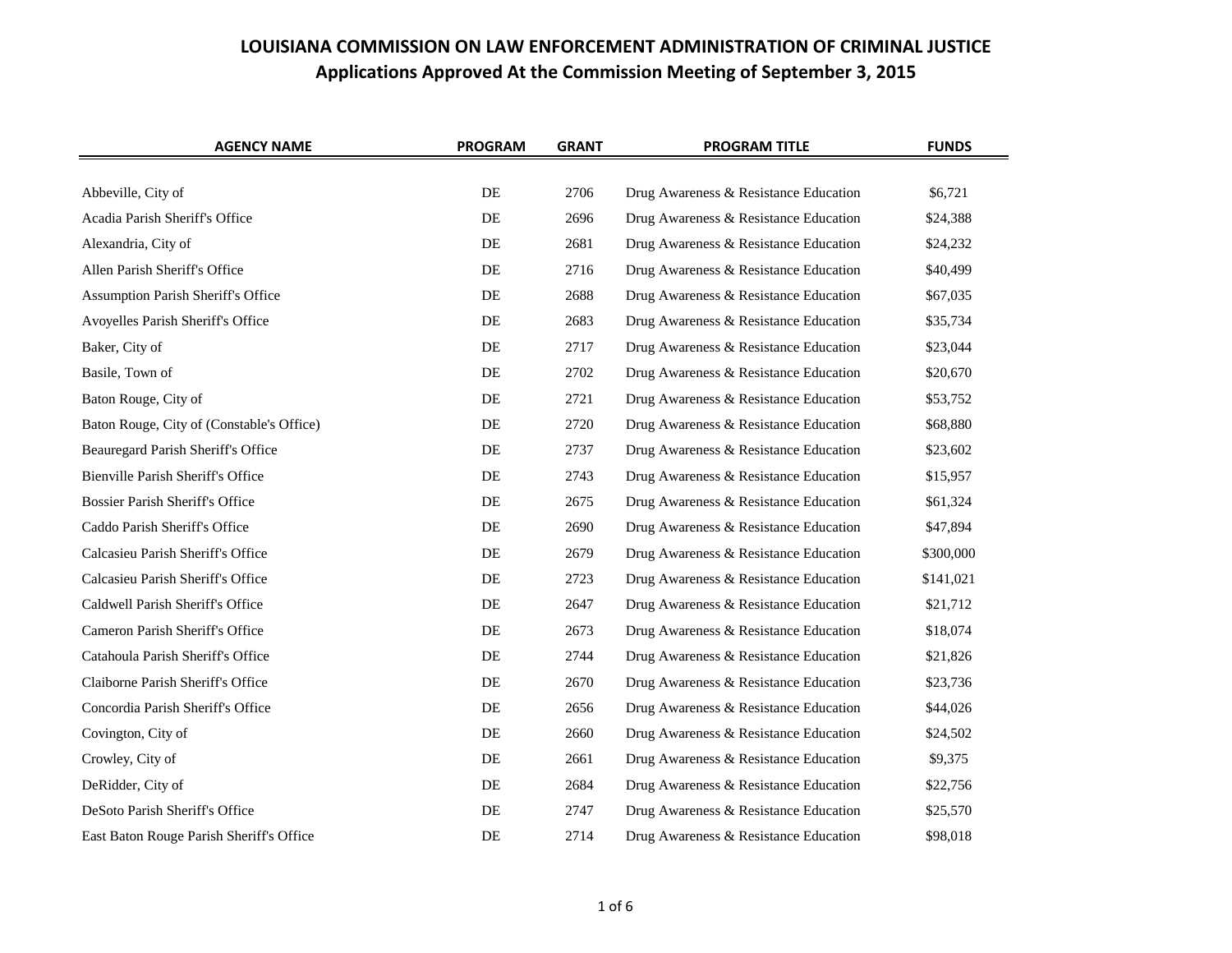# LOUISIANA COMMISSION ON LAW ENFORCEMENT ADMINISTRATION OF CRIMINAL JUSTICE

## Applications Approved At the Commission Meeting of September 3, 2015

| AGENCY NAME | PROGRAM | GRANT | PROGRAM TITLE | FUNDS |
|---|---|---|---|---|
| Abbeville, City of | DE | 2706 | Drug Awareness & Resistance Education | $6,721 |
| Acadia Parish Sheriff's Office | DE | 2696 | Drug Awareness & Resistance Education | $24,388 |
| Alexandria, City of | DE | 2681 | Drug Awareness & Resistance Education | $24,232 |
| Allen Parish Sheriff's Office | DE | 2716 | Drug Awareness & Resistance Education | $40,499 |
| Assumption Parish Sheriff's Office | DE | 2688 | Drug Awareness & Resistance Education | $67,035 |
| Avoyelles Parish Sheriff's Office | DE | 2683 | Drug Awareness & Resistance Education | $35,734 |
| Baker, City of | DE | 2717 | Drug Awareness & Resistance Education | $23,044 |
| Basile, Town of | DE | 2702 | Drug Awareness & Resistance Education | $20,670 |
| Baton Rouge, City of | DE | 2721 | Drug Awareness & Resistance Education | $53,752 |
| Baton Rouge, City of (Constable's Office) | DE | 2720 | Drug Awareness & Resistance Education | $68,880 |
| Beauregard Parish Sheriff's Office | DE | 2737 | Drug Awareness & Resistance Education | $23,602 |
| Bienville Parish Sheriff's Office | DE | 2743 | Drug Awareness & Resistance Education | $15,957 |
| Bossier Parish Sheriff's Office | DE | 2675 | Drug Awareness & Resistance Education | $61,324 |
| Caddo Parish Sheriff's Office | DE | 2690 | Drug Awareness & Resistance Education | $47,894 |
| Calcasieu Parish Sheriff's Office | DE | 2679 | Drug Awareness & Resistance Education | $300,000 |
| Calcasieu Parish Sheriff's Office | DE | 2723 | Drug Awareness & Resistance Education | $141,021 |
| Caldwell Parish Sheriff's Office | DE | 2647 | Drug Awareness & Resistance Education | $21,712 |
| Cameron Parish Sheriff's Office | DE | 2673 | Drug Awareness & Resistance Education | $18,074 |
| Catahoula Parish Sheriff's Office | DE | 2744 | Drug Awareness & Resistance Education | $21,826 |
| Claiborne Parish Sheriff's Office | DE | 2670 | Drug Awareness & Resistance Education | $23,736 |
| Concordia Parish Sheriff's Office | DE | 2656 | Drug Awareness & Resistance Education | $44,026 |
| Covington, City of | DE | 2660 | Drug Awareness & Resistance Education | $24,502 |
| Crowley, City of | DE | 2661 | Drug Awareness & Resistance Education | $9,375 |
| DeRidder, City of | DE | 2684 | Drug Awareness & Resistance Education | $22,756 |
| DeSoto Parish Sheriff's Office | DE | 2747 | Drug Awareness & Resistance Education | $25,570 |
| East Baton Rouge Parish Sheriff's Office | DE | 2714 | Drug Awareness & Resistance Education | $98,018 |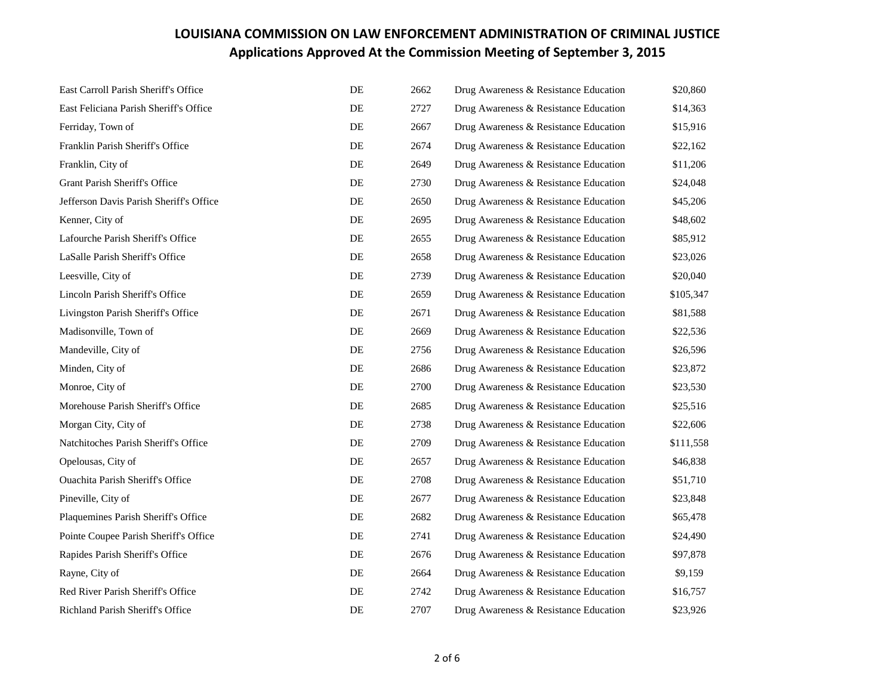# LOUISIANA COMMISSION ON LAW ENFORCEMENT ADMINISTRATION OF CRIMINAL JUSTICE

## Applications Approved At the Commission Meeting of September 3, 2015

| | | | | |
|---|---|---|---|---|
| East Carroll Parish Sheriff's Office | DE | 2662 | Drug Awareness & Resistance Education | $20,860 |
| East Feliciana Parish Sheriff's Office | DE | 2727 | Drug Awareness & Resistance Education | $14,363 |
| Ferriday, Town of | DE | 2667 | Drug Awareness & Resistance Education | $15,916 |
| Franklin Parish Sheriff's Office | DE | 2674 | Drug Awareness & Resistance Education | $22,162 |
| Franklin, City of | DE | 2649 | Drug Awareness & Resistance Education | $11,206 |
| Grant Parish Sheriff's Office | DE | 2730 | Drug Awareness & Resistance Education | $24,048 |
| Jefferson Davis Parish Sheriff's Office | DE | 2650 | Drug Awareness & Resistance Education | $45,206 |
| Kenner, City of | DE | 2695 | Drug Awareness & Resistance Education | $48,602 |
| Lafourche Parish Sheriff's Office | DE | 2655 | Drug Awareness & Resistance Education | $85,912 |
| LaSalle Parish Sheriff's Office | DE | 2658 | Drug Awareness & Resistance Education | $23,026 |
| Leesville, City of | DE | 2739 | Drug Awareness & Resistance Education | $20,040 |
| Lincoln Parish Sheriff's Office | DE | 2659 | Drug Awareness & Resistance Education | $105,347 |
| Livingston Parish Sheriff's Office | DE | 2671 | Drug Awareness & Resistance Education | $81,588 |
| Madisonville, Town of | DE | 2669 | Drug Awareness & Resistance Education | $22,536 |
| Mandeville, City of | DE | 2756 | Drug Awareness & Resistance Education | $26,596 |
| Minden, City of | DE | 2686 | Drug Awareness & Resistance Education | $23,872 |
| Monroe, City of | DE | 2700 | Drug Awareness & Resistance Education | $23,530 |
| Morehouse Parish Sheriff's Office | DE | 2685 | Drug Awareness & Resistance Education | $25,516 |
| Morgan City, City of | DE | 2738 | Drug Awareness & Resistance Education | $22,606 |
| Natchitoches Parish Sheriff's Office | DE | 2709 | Drug Awareness & Resistance Education | $111,558 |
| Opelousas, City of | DE | 2657 | Drug Awareness & Resistance Education | $46,838 |
| Ouachita Parish Sheriff's Office | DE | 2708 | Drug Awareness & Resistance Education | $51,710 |
| Pineville, City of | DE | 2677 | Drug Awareness & Resistance Education | $23,848 |
| Plaquemines Parish Sheriff's Office | DE | 2682 | Drug Awareness & Resistance Education | $65,478 |
| Pointe Coupee Parish Sheriff's Office | DE | 2741 | Drug Awareness & Resistance Education | $24,490 |
| Rapides Parish Sheriff's Office | DE | 2676 | Drug Awareness & Resistance Education | $97,878 |
| Rayne, City of | DE | 2664 | Drug Awareness & Resistance Education | $9,159 |
| Red River Parish Sheriff's Office | DE | 2742 | Drug Awareness & Resistance Education | $16,757 |
| Richland Parish Sheriff's Office | DE | 2707 | Drug Awareness & Resistance Education | $23,926 |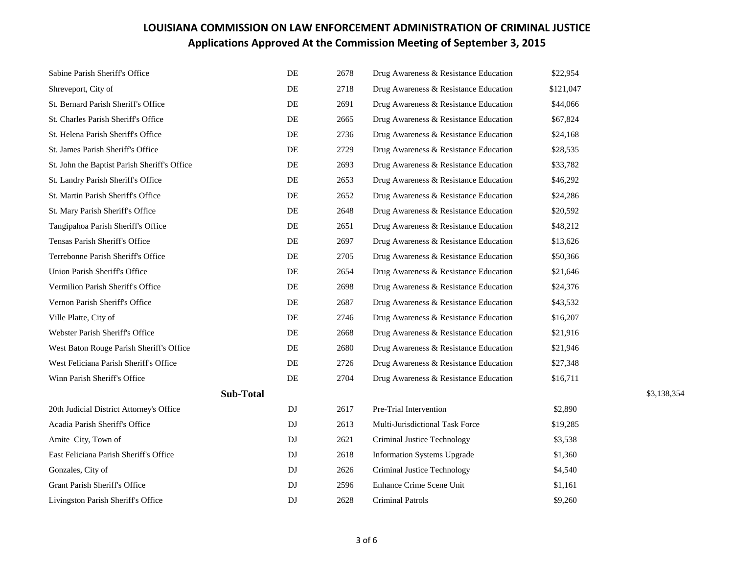## LOUISIANA COMMISSION ON LAW ENFORCEMENT ADMINISTRATION OF CRIMINAL JUSTICE
## Applications Approved At the Commission Meeting of September 3, 2015

| | | | | | |
|---|---|---|---|---|---|
| Sabine Parish Sheriff's Office | DE | 2678 | Drug Awareness & Resistance Education | $22,954 | |
| Shreveport, City of | DE | 2718 | Drug Awareness & Resistance Education | $121,047 | |
| St. Bernard Parish Sheriff's Office | DE | 2691 | Drug Awareness & Resistance Education | $44,066 | |
| St. Charles Parish Sheriff's Office | DE | 2665 | Drug Awareness & Resistance Education | $67,824 | |
| St. Helena Parish Sheriff's Office | DE | 2736 | Drug Awareness & Resistance Education | $24,168 | |
| St. James Parish Sheriff's Office | DE | 2729 | Drug Awareness & Resistance Education | $28,535 | |
| St. John the Baptist Parish Sheriff's Office | DE | 2693 | Drug Awareness & Resistance Education | $33,782 | |
| St. Landry Parish Sheriff's Office | DE | 2653 | Drug Awareness & Resistance Education | $46,292 | |
| St. Martin Parish Sheriff's Office | DE | 2652 | Drug Awareness & Resistance Education | $24,286 | |
| St. Mary Parish Sheriff's Office | DE | 2648 | Drug Awareness & Resistance Education | $20,592 | |
| Tangipahoa Parish Sheriff's Office | DE | 2651 | Drug Awareness & Resistance Education | $48,212 | |
| Tensas Parish Sheriff's Office | DE | 2697 | Drug Awareness & Resistance Education | $13,626 | |
| Terrebonne Parish Sheriff's Office | DE | 2705 | Drug Awareness & Resistance Education | $50,366 | |
| Union Parish Sheriff's Office | DE | 2654 | Drug Awareness & Resistance Education | $21,646 | |
| Vermilion Parish Sheriff's Office | DE | 2698 | Drug Awareness & Resistance Education | $24,376 | |
| Vernon Parish Sheriff's Office | DE | 2687 | Drug Awareness & Resistance Education | $43,532 | |
| Ville Platte, City of | DE | 2746 | Drug Awareness & Resistance Education | $16,207 | |
| Webster Parish Sheriff's Office | DE | 2668 | Drug Awareness & Resistance Education | $21,916 | |
| West Baton Rouge Parish Sheriff's Office | DE | 2680 | Drug Awareness & Resistance Education | $21,946 | |
| West Feliciana Parish Sheriff's Office | DE | 2726 | Drug Awareness & Resistance Education | $27,348 | |
| Winn Parish Sheriff's Office | DE | 2704 | Drug Awareness & Resistance Education | $16,711 | |
| **Sub-Total** | | | | | $3,138,354 |
| 20th Judicial District Attorney's Office | DJ | 2617 | Pre-Trial Intervention | $2,890 | |
| Acadia Parish Sheriff's Office | DJ | 2613 | Multi-Jurisdictional Task Force | $19,285 | |
| Amite City, Town of | DJ | 2621 | Criminal Justice Technology | $3,538 | |
| East Feliciana Parish Sheriff's Office | DJ | 2618 | Information Systems Upgrade | $1,360 | |
| Gonzales, City of | DJ | 2626 | Criminal Justice Technology | $4,540 | |
| Grant Parish Sheriff's Office | DJ | 2596 | Enhance Crime Scene Unit | $1,161 | |
| Livingston Parish Sheriff's Office | DJ | 2628 | Criminal Patrols | $9,260 | |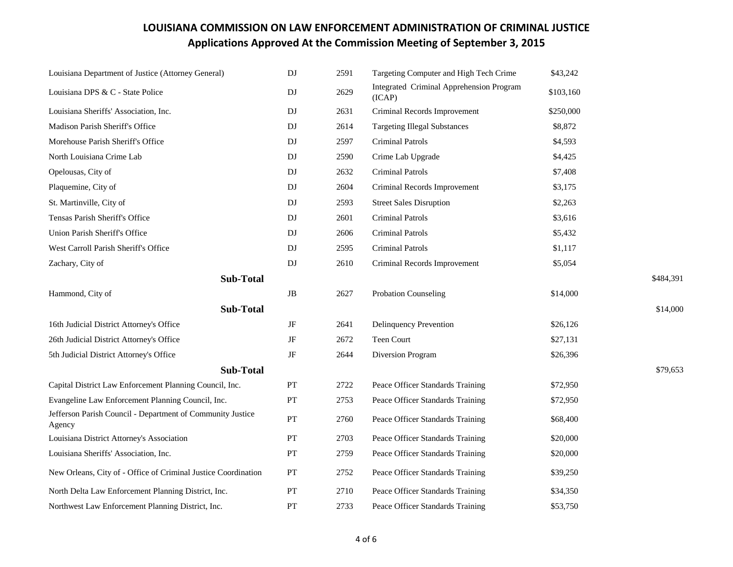# LOUISIANA COMMISSION ON LAW ENFORCEMENT ADMINISTRATION OF CRIMINAL JUSTICE
## Applications Approved At the Commission Meeting of September 3, 2015

| | | | | | |
|---|---|---|---|---|---|
| Louisiana Department of Justice (Attorney General) | DJ | 2591 | Targeting Computer and High Tech Crime | $43,242 | |
| Louisiana DPS & C - State Police | DJ | 2629 | Integrated Criminal Apprehension Program (ICAP) | $103,160 | |
| Louisiana Sheriffs' Association, Inc. | DJ | 2631 | Criminal Records Improvement | $250,000 | |
| Madison Parish Sheriff's Office | DJ | 2614 | Targeting Illegal Substances | $8,872 | |
| Morehouse Parish Sheriff's Office | DJ | 2597 | Criminal Patrols | $4,593 | |
| North Louisiana Crime Lab | DJ | 2590 | Crime Lab Upgrade | $4,425 | |
| Opelousas, City of | DJ | 2632 | Criminal Patrols | $7,408 | |
| Plaquemine, City of | DJ | 2604 | Criminal Records Improvement | $3,175 | |
| St. Martinville, City of | DJ | 2593 | Street Sales Disruption | $2,263 | |
| Tensas Parish Sheriff's Office | DJ | 2601 | Criminal Patrols | $3,616 | |
| Union Parish Sheriff's Office | DJ | 2606 | Criminal Patrols | $5,432 | |
| West Carroll Parish Sheriff's Office | DJ | 2595 | Criminal Patrols | $1,117 | |
| Zachary, City of | DJ | 2610 | Criminal Records Improvement | $5,054 | |
| **Sub-Total** | | | | | $484,391 |
| Hammond, City of | JB | 2627 | Probation Counseling | $14,000 | |
| **Sub-Total** | | | | | $14,000 |
| 16th Judicial District Attorney's Office | JF | 2641 | Delinquency Prevention | $26,126 | |
| 26th Judicial District Attorney's Office | JF | 2672 | Teen Court | $27,131 | |
| 5th Judicial District Attorney's Office | JF | 2644 | Diversion Program | $26,396 | |
| **Sub-Total** | | | | | $79,653 |
| Capital District Law Enforcement Planning Council, Inc. | PT | 2722 | Peace Officer Standards Training | $72,950 | |
| Evangeline Law Enforcement Planning Council, Inc. | PT | 2753 | Peace Officer Standards Training | $72,950 | |
| Jefferson Parish Council - Department of Community Justice Agency | PT | 2760 | Peace Officer Standards Training | $68,400 | |
| Louisiana District Attorney's Association | PT | 2703 | Peace Officer Standards Training | $20,000 | |
| Louisiana Sheriffs' Association, Inc. | PT | 2759 | Peace Officer Standards Training | $20,000 | |
| New Orleans, City of - Office of Criminal Justice Coordination | PT | 2752 | Peace Officer Standards Training | $39,250 | |
| North Delta Law Enforcement Planning District, Inc. | PT | 2710 | Peace Officer Standards Training | $34,350 | |
| Northwest Law Enforcement Planning District, Inc. | PT | 2733 | Peace Officer Standards Training | $53,750 | |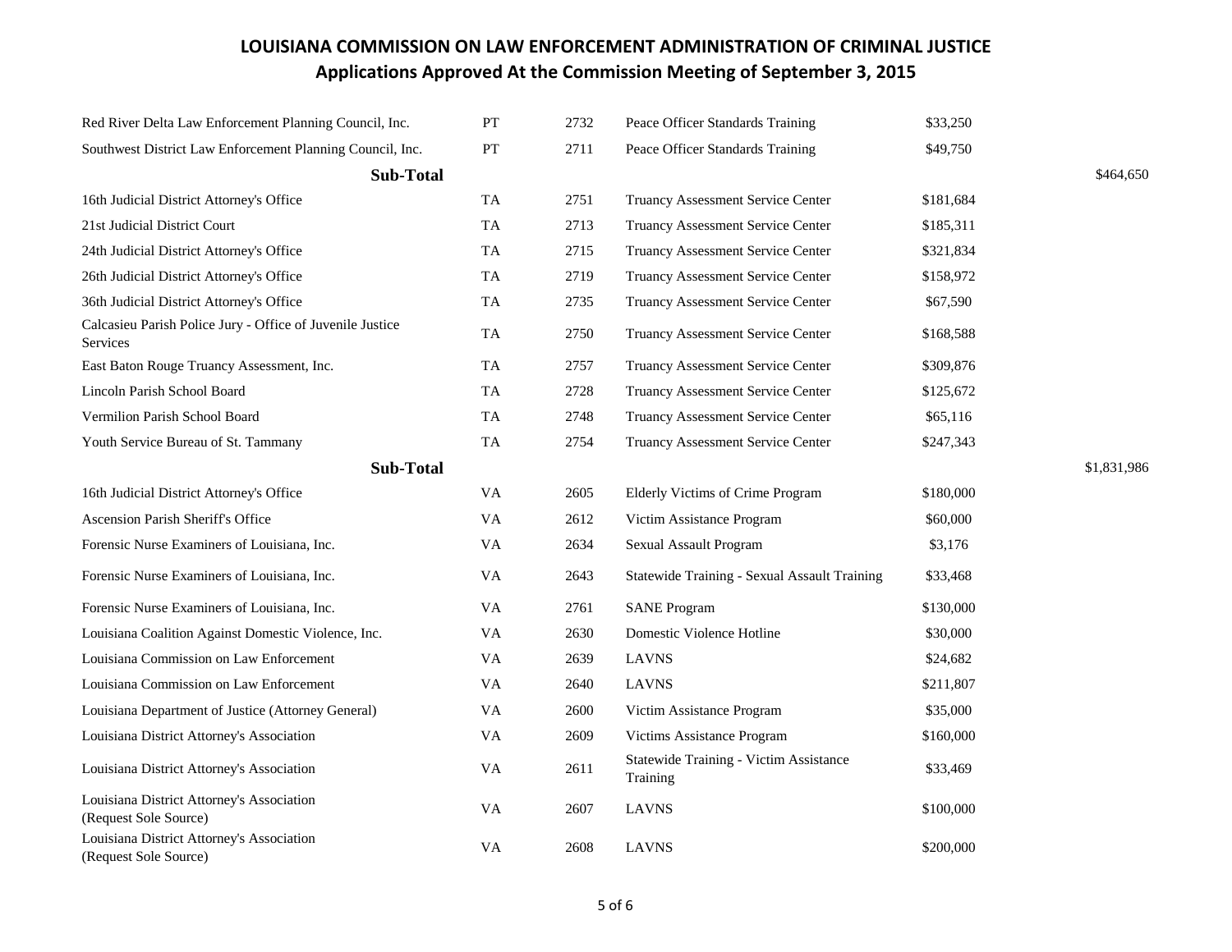# LOUISIANA COMMISSION ON LAW ENFORCEMENT ADMINISTRATION OF CRIMINAL JUSTICE

## Applications Approved At the Commission Meeting of September 3, 2015

| Agency | Program | Application | Project | Amount | Sub-Total |
|---|---|---|---|---|---|
| Red River Delta Law Enforcement Planning Council, Inc. | PT | 2732 | Peace Officer Standards Training | $33,250 | |
| Southwest District Law Enforcement Planning Council, Inc. | PT | 2711 | Peace Officer Standards Training | $49,750 | |
| **Sub-Total** | | | | | $464,650 |
| 16th Judicial District Attorney's Office | TA | 2751 | Truancy Assessment Service Center | $181,684 | |
| 21st Judicial District Court | TA | 2713 | Truancy Assessment Service Center | $185,311 | |
| 24th Judicial District Attorney's Office | TA | 2715 | Truancy Assessment Service Center | $321,834 | |
| 26th Judicial District Attorney's Office | TA | 2719 | Truancy Assessment Service Center | $158,972 | |
| 36th Judicial District Attorney's Office | TA | 2735 | Truancy Assessment Service Center | $67,590 | |
| Calcasieu Parish Police Jury - Office of Juvenile Justice Services | TA | 2750 | Truancy Assessment Service Center | $168,588 | |
| East Baton Rouge Truancy Assessment, Inc. | TA | 2757 | Truancy Assessment Service Center | $309,876 | |
| Lincoln Parish School Board | TA | 2728 | Truancy Assessment Service Center | $125,672 | |
| Vermilion Parish School Board | TA | 2748 | Truancy Assessment Service Center | $65,116 | |
| Youth Service Bureau of St. Tammany | TA | 2754 | Truancy Assessment Service Center | $247,343 | |
| **Sub-Total** | | | | | $1,831,986 |
| 16th Judicial District Attorney's Office | VA | 2605 | Elderly Victims of Crime Program | $180,000 | |
| Ascension Parish Sheriff's Office | VA | 2612 | Victim Assistance Program | $60,000 | |
| Forensic Nurse Examiners of Louisiana, Inc. | VA | 2634 | Sexual Assault Program | $3,176 | |
| Forensic Nurse Examiners of Louisiana, Inc. | VA | 2643 | Statewide Training - Sexual Assault Training | $33,468 | |
| Forensic Nurse Examiners of Louisiana, Inc. | VA | 2761 | SANE Program | $130,000 | |
| Louisiana Coalition Against Domestic Violence, Inc. | VA | 2630 | Domestic Violence Hotline | $30,000 | |
| Louisiana Commission on Law Enforcement | VA | 2639 | LAVNS | $24,682 | |
| Louisiana Commission on Law Enforcement | VA | 2640 | LAVNS | $211,807 | |
| Louisiana Department of Justice (Attorney General) | VA | 2600 | Victim Assistance Program | $35,000 | |
| Louisiana District Attorney's Association | VA | 2609 | Victims Assistance Program | $160,000 | |
| Louisiana District Attorney's Association | VA | 2611 | Statewide Training - Victim Assistance Training | $33,469 | |
| Louisiana District Attorney's Association (Request Sole Source) | VA | 2607 | LAVNS | $100,000 | |
| Louisiana District Attorney's Association (Request Sole Source) | VA | 2608 | LAVNS | $200,000 | |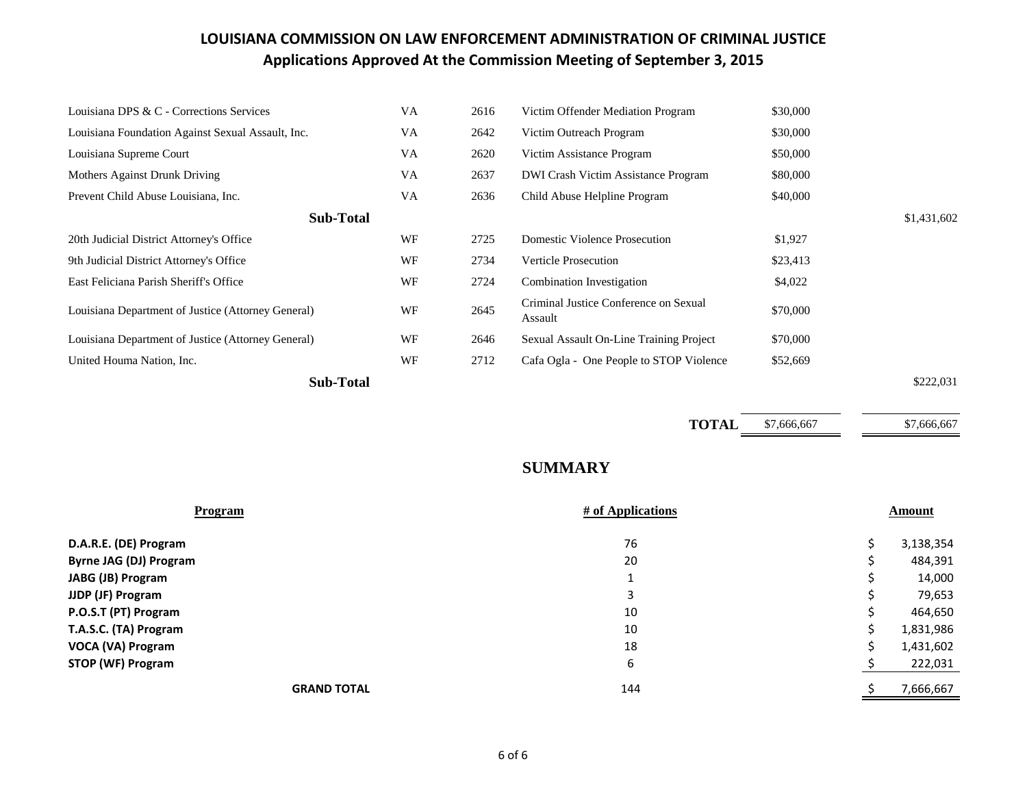## LOUISIANA COMMISSION ON LAW ENFORCEMENT ADMINISTRATION OF CRIMINAL JUSTICE
## Applications Approved At the Commission Meeting of September 3, 2015

| | | | | | |
|---|---|---|---|---|---|
| Louisiana DPS & C - Corrections Services | VA | 2616 | Victim Offender Mediation Program | $30,000 | |
| Louisiana Foundation Against Sexual Assault, Inc. | VA | 2642 | Victim Outreach Program | $30,000 | |
| Louisiana Supreme Court | VA | 2620 | Victim Assistance Program | $50,000 | |
| Mothers Against Drunk Driving | VA | 2637 | DWI Crash Victim Assistance Program | $80,000 | |
| Prevent Child Abuse Louisiana, Inc. | VA | 2636 | Child Abuse Helpline Program | $40,000 | |
| **Sub-Total** | | | | | $1,431,602 |
| 20th Judicial District Attorney's Office | WF | 2725 | Domestic Violence Prosecution | $1,927 | |
| 9th Judicial District Attorney's Office | WF | 2734 | Verticle Prosecution | $23,413 | |
| East Feliciana Parish Sheriff's Office | WF | 2724 | Combination Investigation | $4,022 | |
| Louisiana Department of Justice (Attorney General) | WF | 2645 | Criminal Justice Conference on Sexual Assault | $70,000 | |
| Louisiana Department of Justice (Attorney General) | WF | 2646 | Sexual Assault On-Line Training Project | $70,000 | |
| United Houma Nation, Inc. | WF | 2712 | Cafa Ogla - One People to STOP Violence | $52,669 | |
| **Sub-Total** | | | | | $222,031 |
| | | | **TOTAL** | $7,666,667 | $7,666,667 |

## SUMMARY

| Program | # of Applications | Amount |
|---|---|---|
| **D.A.R.E. (DE) Program** | 76 | $ 3,138,354 |
| **Byrne JAG (DJ) Program** | 20 | $ 484,391 |
| **JABG (JB) Program** | 1 | $ 14,000 |
| **JJDP (JF) Program** | 3 | $ 79,653 |
| **P.O.S.T (PT) Program** | 10 | $ 464,650 |
| **T.A.S.C. (TA) Program** | 10 | $ 1,831,986 |
| **VOCA (VA) Program** | 18 | $ 1,431,602 |
| **STOP (WF) Program** | 6 | $ 222,031 |
| **GRAND TOTAL** | 144 | $ 7,666,667 |